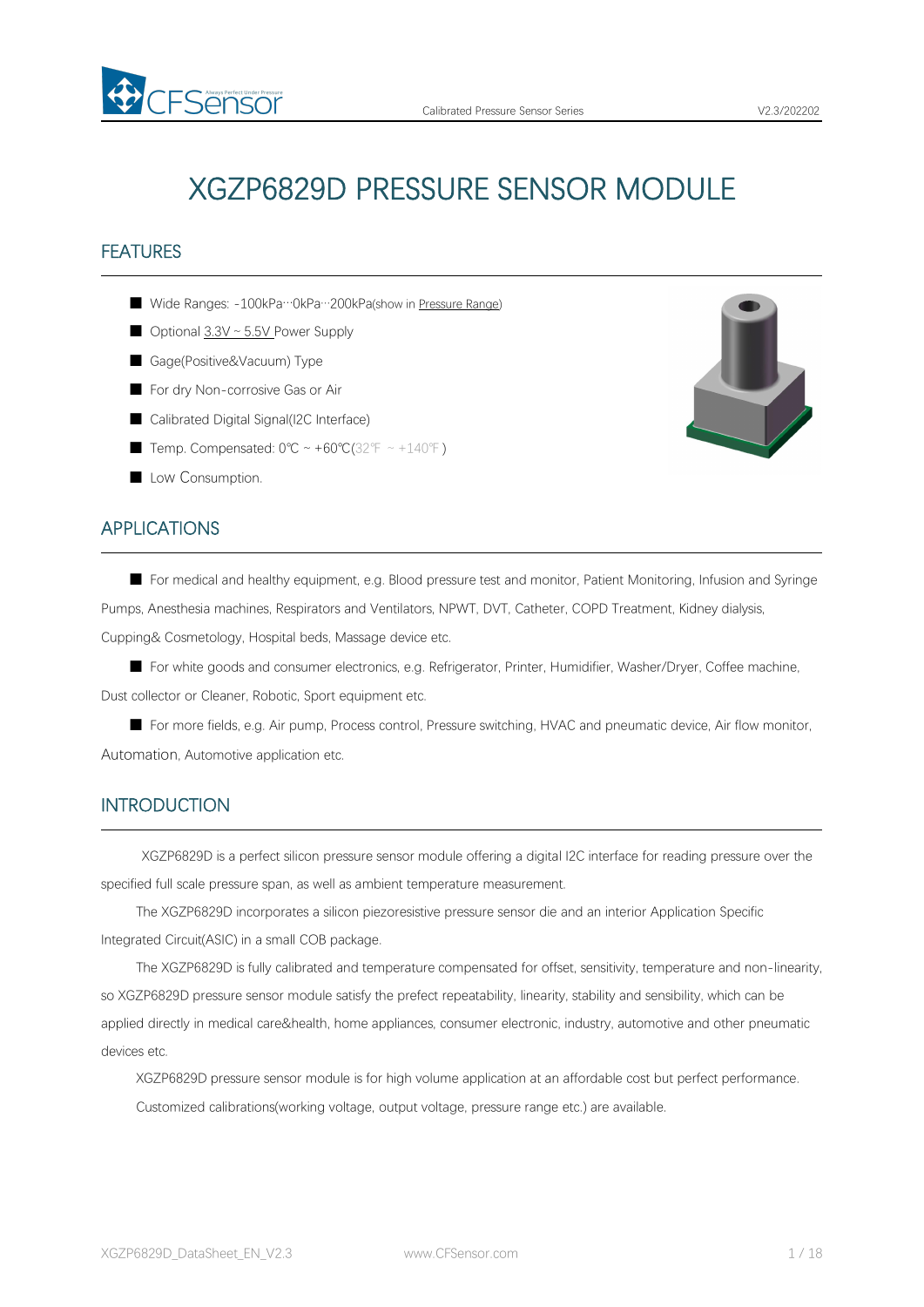# XGZP6829D PRESSURE SENSOR MODULE

## FEATURES

- Wide Ranges: -100kPa···0kPa···200kPa(show in Pressure Range)
- Optional 3.3V ~ 5.5V Power Supply
- Gage(Positive&Vacuum) Type
- For dry Non-corrosive Gas or Air
- Calibrated Digital Signal(I2C Interface)
- Temp. Compensated: 0℃ ~ +60℃(32℉ ~ +140℉)
- Low Consumption.

## APPLICATIONS

- For medical and healthy equipment, e.g. Blood pressure test and monitor, Patient Monitoring, Infusion and Syringe Pumps, Anesthesia machines, Respirators and Ventilators, NPWT, DVT, Catheter, COPD Treatment, Kidney dialysis, Cupping& Cosmetology, Hospital beds, Massage device etc.
- For white goods and consumer electronics, e.g. Refrigerator, Printer, Humidifier, Washer/Dryer, Coffee machine, Dust collector or Cleaner, Robotic, Sport equipment etc.
- For more fields, e.g. Air pump, Process control, Pressure switching, HVAC and pneumatic device, Air flow monitor, Automation, Automotive application etc.

## INTRODUCTION

XGZP6829D is a perfect silicon pressure sensor module offering a digital I2C interface for reading pressure over the specified full scale pressure span, as well as ambient temperature measurement.

The XGZP6829D incorporates a silicon piezoresistive pressure sensor die and an interior Application Specific Integrated Circuit(ASIC) in a small COB package.

The XGZP6829D is fully calibrated and temperature compensated for offset, sensitivity, temperature and non-linearity, so XGZP6829D pressure sensor module satisfy the prefect repeatability, linearity, stability and sensibility, which can be applied directly in medical care&health, home appliances, consumer electronic, industry, automotive and other pneumatic devices etc.

XGZP6829D pressure sensor module is for high volume application at an affordable cost but perfect performance.

Customized calibrations(working voltage, output voltage, pressure range etc.) are available.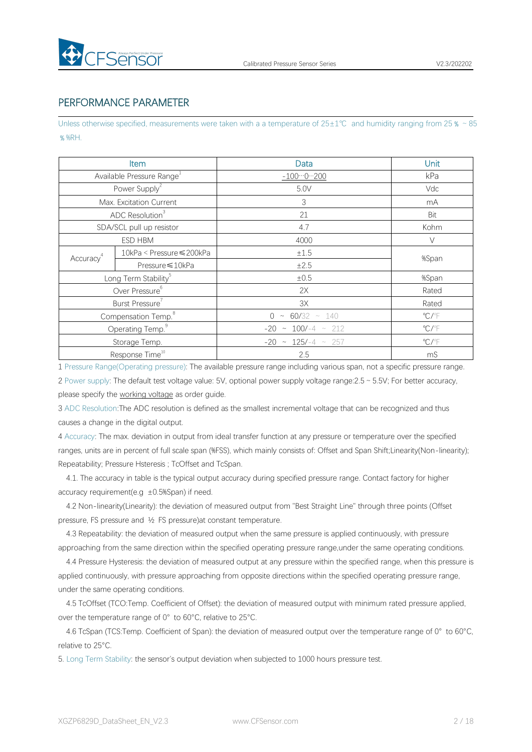## PERFORMANCE PARAMETER

Unless otherwise specified, measurements were taken with a a temperature of 25±1℃ and humidity ranging from 25％ ~ 85％%RH.

| Item | | Data | Unit |
|---|---|---|---|
| Available Pressure Range[1] | | -100…0…200 | kPa |
| Power Supply[2] | | 5.0V | Vdc |
| Max. Excitation Current | | 3 | mA |
| ADC Resolution[3] | | 21 | Bit |
| SDA/SCL pull up resistor | | 4.7 | Kohm |
| ESD HBM | | 4000 | V |
| Accuracy[4] | 10kPa < Pressure≤200kPa | ±1.5 | %Span |
| | Pressure≤10kPa | ±2.5 | |
| Long Term Stability[5] | | ±0.5 | %Span |
| Over Pressure[6] | | 2X | Rated |
| Burst Pressure[7] | | 3X | Rated |
| Compensation Temp.[8] | | 0 ~ 60/32 ~ 140 | ℃/℉ |
| Operating Temp.[9] | | -20 ~ 100/-4 ~ 212 | ℃/℉ |
| Storage Temp. | | -20 ~ 125/-4 ~ 257 | ℃/℉ |
| Response Time[10] | | 2.5 | mS |

1 Pressure Range(Operating pressure): The available pressure range including various span, not a specific pressure range.

2 Power supply: The default test voltage value: 5V, optional power supply voltage range:2.5 ~ 5.5V; For better accuracy, please specify the working voltage as order guide.

3 ADC Resolution:The ADC resolution is defined as the smallest incremental voltage that can be recognized and thus causes a change in the digital output.

4 Accuracy: The max. deviation in output from ideal transfer function at any pressure or temperature over the specified ranges, units are in percent of full scale span (%FSS), which mainly consists of: Offset and Span Shift;Linearity(Non-linearity); Repeatability; Pressure Hsteresis ; TcOffset and TcSpan.

4.1. The accuracy in table is the typical output accuracy during specified pressure range. Contact factory for higher accuracy requirement(e.g ±0.5%Span) if need.

4.2 Non-linearity(Linearity): the deviation of measured output from "Best Straight Line" through three points (Offset pressure, FS pressure and ½ FS pressure)at constant temperature.

4.3 Repeatability: the deviation of measured output when the same pressure is applied continuously, with pressure approaching from the same direction within the specified operating pressure range,under the same operating conditions.

4.4 Pressure Hysteresis: the deviation of measured output at any pressure within the specified range, when this pressure is applied continuously, with pressure approaching from opposite directions within the specified operating pressure range, under the same operating conditions.

4.5 TcOffset (TCO:Temp. Coefficient of Offset): the deviation of measured output with minimum rated pressure applied, over the temperature range of 0° to 60°C, relative to 25°C.

4.6 TcSpan (TCS:Temp. Coefficient of Span): the deviation of measured output over the temperature range of 0° to 60°C, relative to 25°C.

5. Long Term Stability: the sensor's output deviation when subjected to 1000 hours pressure test.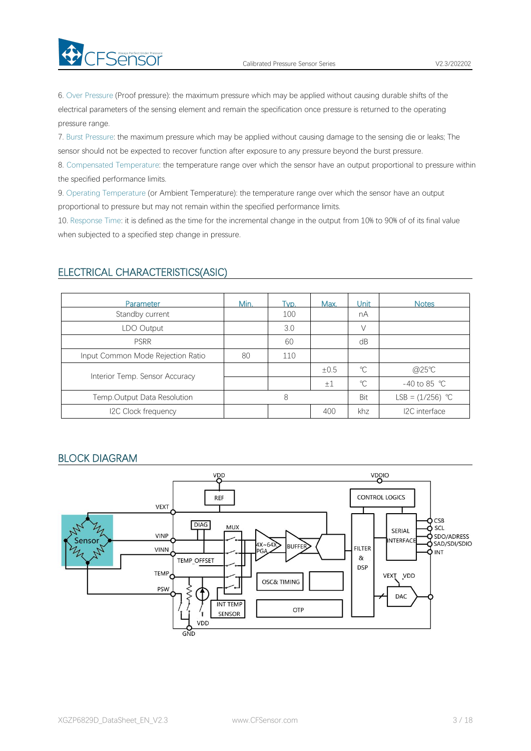6. Over Pressure (Proof pressure): the maximum pressure which may be applied without causing durable shifts of the electrical parameters of the sensing element and remain the specification once pressure is returned to the operating pressure range.

7. Burst Pressure: the maximum pressure which may be applied without causing damage to the sensing die or leaks; The sensor should not be expected to recover function after exposure to any pressure beyond the burst pressure.

8. Compensated Temperature: the temperature range over which the sensor have an output proportional to pressure within the specified performance limits.

9. Operating Temperature (or Ambient Temperature): the temperature range over which the sensor have an output proportional to pressure but may not remain within the specified performance limits.

10. Response Time: it is defined as the time for the incremental change in the output from 10% to 90% of of its final value when subjected to a specified step change in pressure.

## ELECTRICAL CHARACTERISTICS(ASIC)

| Parameter | Min. | Typ. | Max. | Unit | Notes |
|---|---|---|---|---|---|
| Standby current | | 100 | | nA | |
| LDO Output | | 3.0 | | V | |
| PSRR | | 60 | | dB | |
| Input Common Mode Rejection Ratio | 80 | 110 | | | |
| Interior Temp. Sensor Accuracy | | | ±0.5 | ℃ | @25℃ |
| | | | ±1 | ℃ | -40 to 85 ℃ |
| Temp.Output Data Resolution | | 8 | | Bit | LSB = (1/256) ℃ |
| I2C Clock frequency | | | 400 | khz | I2C interface |

## BLOCK DIAGRAM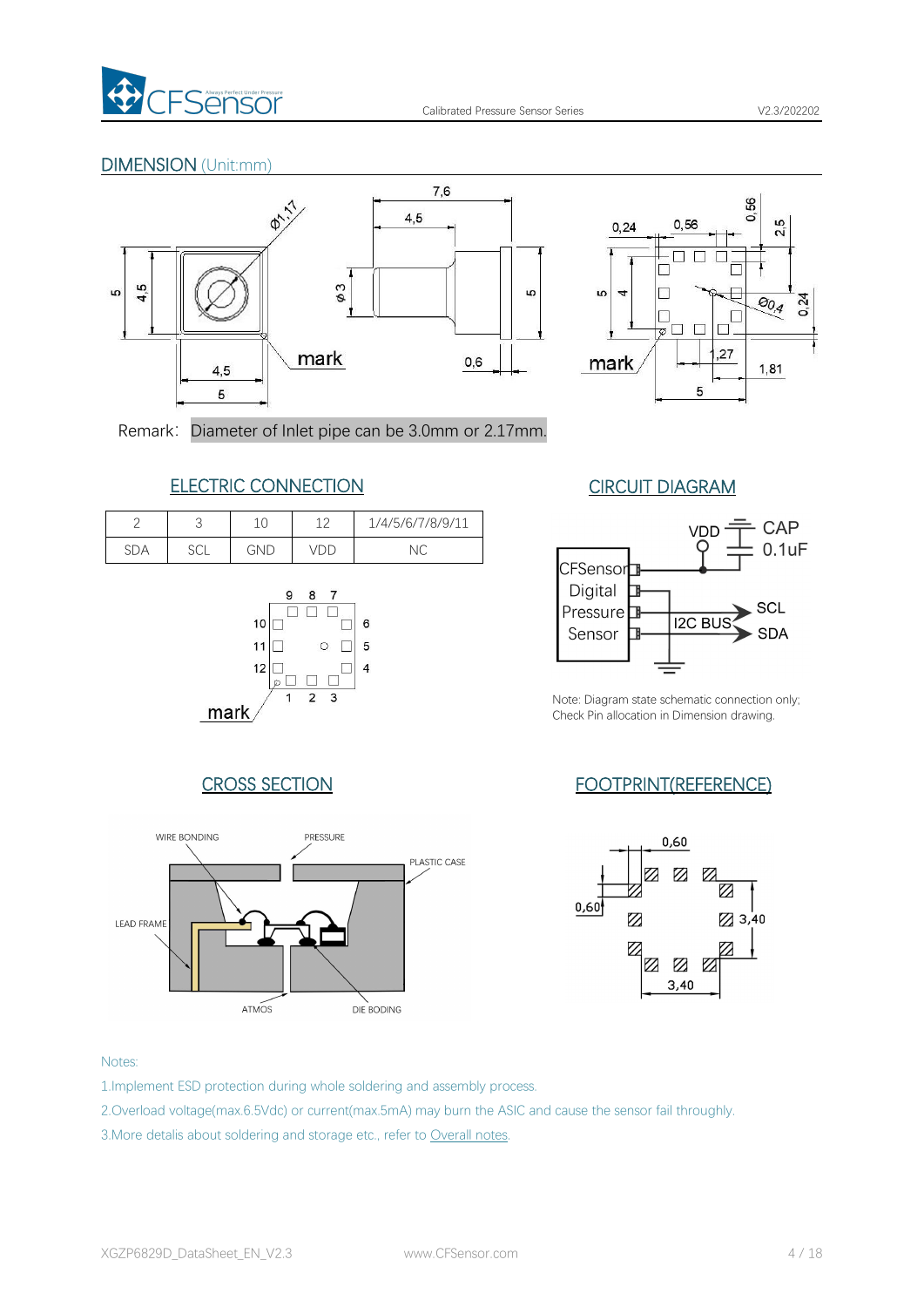## DIMENSION (Unit:mm)

Remark: Diameter of Inlet pipe can be 3.0mm or 2.17mm.

## ELECTRIC CONNECTION

| 2 | 3 | 10 | 12 | 1/4/5/6/7/8/9/11 |
|---|---|---|---|---|
| SDA | SCL | GND | VDD | NC |

## CIRCUIT DIAGRAM

Note: Diagram state schematic connection only; Check Pin allocation in Dimension drawing.

## CROSS SECTION

## FOOTPRINT(REFERENCE)

Notes:

1.Implement ESD protection during whole soldering and assembly process.

2.Overload voltage(max.6.5Vdc) or current(max.5mA) may burn the ASIC and cause the sensor fail throughly.

3.More detalis about soldering and storage etc., refer to Overall notes.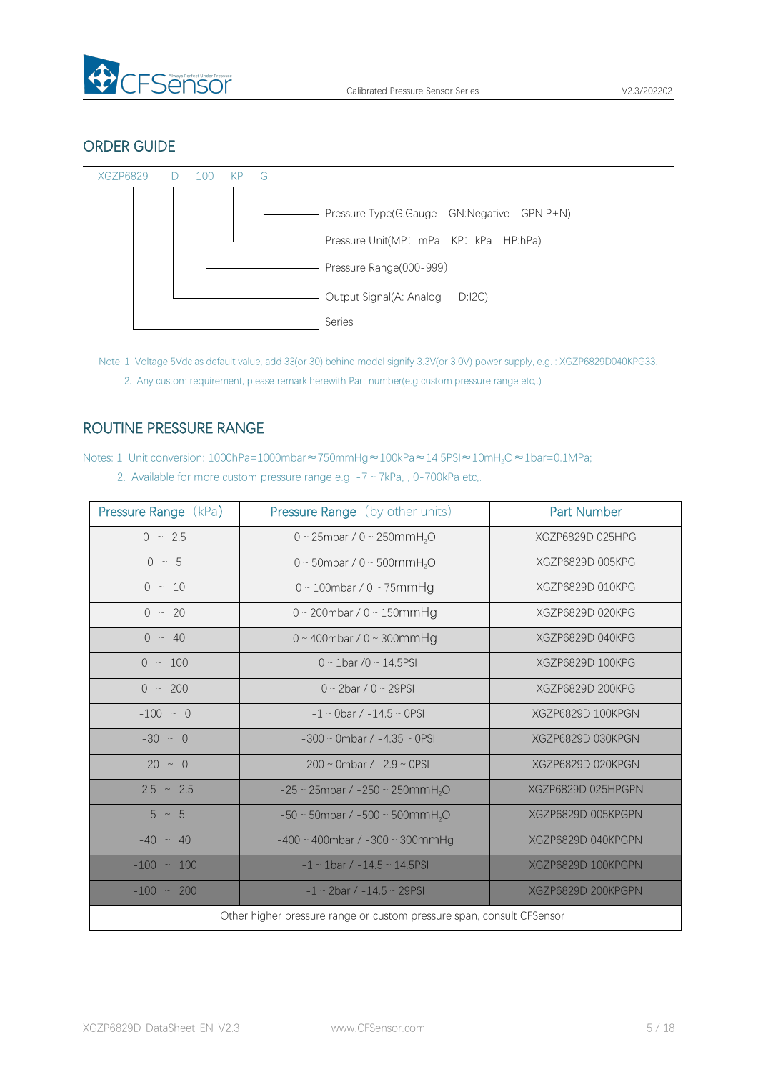## ORDER GUIDE

XGZP6829 D 100 KP G

- G — Pressure Type(G:Gauge GN:Negative GPN:P+N)
- KP — Pressure Unit(MP: mPa KP: kPa HP:hPa)
- 100 — Pressure Range(000-999)
- D — Output Signal(A: Analog D:I2C)
- XGZP6829 — Series

Note: 1. Voltage 5Vdc as default value, add 33(or 30) behind model signify 3.3V(or 3.0V) power supply, e.g. : XGZP6829D040KPG33.

2. Any custom requirement, please remark herewith Part number(e.g custom pressure range etc,.)

## ROUTINE PRESSURE RANGE

Notes: 1. Unit conversion: 1000hPa=1000mbar≈750mmHg≈100kPa≈14.5PSI≈10mH$_2$O≈1bar=0.1MPa;

2. Available for more custom pressure range e.g. -7 ~ 7kPa, , 0-700kPa etc,.

| Pressure Range (kPa) | Pressure Range (by other units) | Part Number |
|---|---|---|
| 0 ~ 2.5 | 0 ~ 25mbar / 0 ~ 250mmH$_2$O | XGZP6829D 025HPG |
| 0 ~ 5 | 0 ~ 50mbar / 0 ~ 500mmH$_2$O | XGZP6829D 005KPG |
| 0 ~ 10 | 0 ~ 100mbar / 0 ~ 75mmHg | XGZP6829D 010KPG |
| 0 ~ 20 | 0 ~ 200mbar / 0 ~ 150mmHg | XGZP6829D 020KPG |
| 0 ~ 40 | 0 ~ 400mbar / 0 ~ 300mmHg | XGZP6829D 040KPG |
| 0 ~ 100 | 0 ~ 1bar /0 ~ 14.5PSI | XGZP6829D 100KPG |
| 0 ~ 200 | 0 ~ 2bar / 0 ~ 29PSI | XGZP6829D 200KPG |
| -100 ~ 0 | -1 ~ 0bar / -14.5 ~ 0PSI | XGZP6829D 100KPGN |
| -30 ~ 0 | -300 ~ 0mbar / -4.35 ~ 0PSI | XGZP6829D 030KPGN |
| -20 ~ 0 | -200 ~ 0mbar / -2.9 ~ 0PSI | XGZP6829D 020KPGN |
| -2.5 ~ 2.5 | -25 ~ 25mbar / -250 ~ 250mmH$_2$O | XGZP6829D 025HPGPN |
| -5 ~ 5 | -50 ~ 50mbar / -500 ~ 500mmH$_2$O | XGZP6829D 005KPGPN |
| -40 ~ 40 | -400 ~ 400mbar / -300 ~ 300mmHg | XGZP6829D 040KPGPN |
| -100 ~ 100 | -1 ~ 1bar / -14.5 ~ 14.5PSI | XGZP6829D 100KPGPN |
| -100 ~ 200 | -1 ~ 2bar / -14.5 ~ 29PSI | XGZP6829D 200KPGPN |
| Other higher pressure range or custom pressure span, consult CFSensor | | |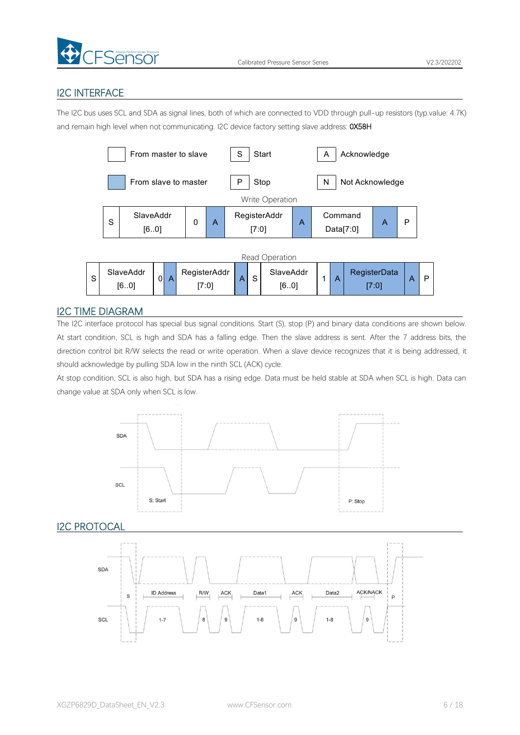## I2C INTERFACE

The I2C bus uses SCL and SDA as signal lines, both of which are connected to VDD through pull-up resistors (typ.value: 4.7K) and remain high level when not communicating. I2C device factory setting slave address: **0X58H**

| | From master to slave | S | Start | A | Acknowledge |
|---|---|---|---|---|---|
| | From slave to master | P | Stop | N | Not Acknowledge |

Write Operation

| S | SlaveAddr [6..0] | 0 | A | RegisterAddr [7:0] | A | Command Data[7:0] | A | P |
|---|---|---|---|---|---|---|---|---|

Read Operation

| S | SlaveAddr [6..0] | 0 | A | RegisterAddr [7:0] | A | S | SlaveAddr [6..0] | 1 | A | RegisterData [7:0] | A | P |
|---|---|---|---|---|---|---|---|---|---|---|---|---|

## I2C TIME DIAGRAM

The I2C interface protocol has special bus signal conditions. Start (S), stop (P) and binary data conditions are shown below. At start condition, SCL is high and SDA has a falling edge. Then the slave address is sent. After the 7 address bits, the direction control bit R/W selects the read or write operation. When a slave device recognizes that it is being addressed, it should acknowledge by pulling SDA low in the ninth SCL (ACK) cycle.

At stop condition, SCL is also high, but SDA has a rising edge. Data must be held stable at SDA when SCL is high. Data can change value at SDA only when SCL is low.

SDA

SCL

S: Start

P: Stop

## I2C PROTOCAL

SDA

S | ID Address | R/W | ACK | Data1 | ACK | Data2 | ACK/NACK | P

SCL

1-7 | 8 | 9 | 1-8 | 9 | 1-8 | 9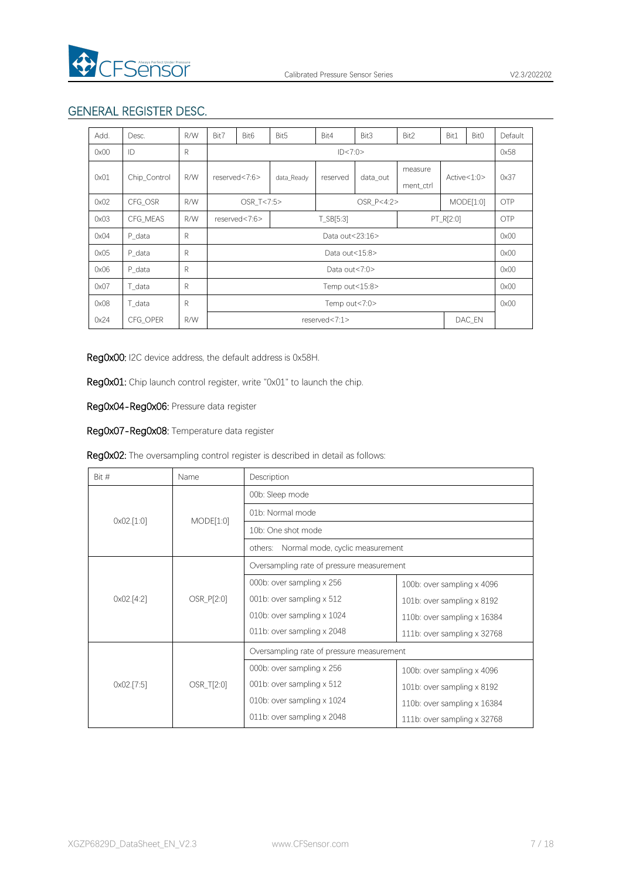## GENERAL REGISTER DESC.

| Add. | Desc. | R/W | Bit7 | Bit6 | Bit5 | Bit4 | Bit3 | Bit2 | Bit1 | Bit0 | Default |
|---|---|---|---|---|---|---|---|---|---|---|---|
| 0x00 | ID | R | ID<7:0> | | | | | | | | 0x58 |
| 0x01 | Chip_Control | R/W | reserved<7:6> | | data_Ready | reserved | data_out | measure ment_ctrl | Active<1:0> | | 0x37 |
| 0x02 | CFG_OSR | R/W | OSR_T<7:5> | | | OSR_P<4:2> | | | MODE[1:0] | | OTP |
| 0x03 | CFG_MEAS | R/W | reserved<7:6> | | T_SB[5:3] | | | PT_R[2:0] | | | OTP |
| 0x04 | P_data | R | Data out<23:16> | | | | | | | | 0x00 |
| 0x05 | P_data | R | Data out<15:8> | | | | | | | | 0x00 |
| 0x06 | P_data | R | Data out<7:0> | | | | | | | | 0x00 |
| 0x07 | T_data | R | Temp out<15:8> | | | | | | | | 0x00 |
| 0x08 | T_data | R | Temp out<7:0> | | | | | | | | 0x00 |
| 0x24 | CFG_OPER | R/W | reserved<7:1> | | | | | | | DAC_EN | |

**Reg0x00:** I2C device address, the default address is 0x58H.

**Reg0x01:** Chip launch control register, write "0x01" to launch the chip.

**Reg0x04-Reg0x06:** Pressure data register

**Reg0x07-Reg0x08:** Temperature data register

**Reg0x02:** The oversampling control register is described in detail as follows:

| Bit # | Name | Description | |
|---|---|---|---|
| 0x02.[1:0] | MODE[1:0] | 00b: Sleep mode | |
| | | 01b: Normal mode | |
| | | 10b: One shot mode | |
| | | others: Normal mode, cyclic measurement | |
| 0x02.[4:2] | OSR_P[2:0] | Oversampling rate of pressure measurement | |
| | | 000b: over sampling x 256 | 100b: over sampling x 4096 |
| | | 001b: over sampling x 512 | 101b: over sampling x 8192 |
| | | 010b: over sampling x 1024 | 110b: over sampling x 16384 |
| | | 011b: over sampling x 2048 | 111b: over sampling x 32768 |
| 0x02.[7:5] | OSR_T[2:0] | Oversampling rate of pressure measurement | |
| | | 000b: over sampling x 256 | 100b: over sampling x 4096 |
| | | 001b: over sampling x 512 | 101b: over sampling x 8192 |
| | | 010b: over sampling x 1024 | 110b: over sampling x 16384 |
| | | 011b: over sampling x 2048 | 111b: over sampling x 32768 |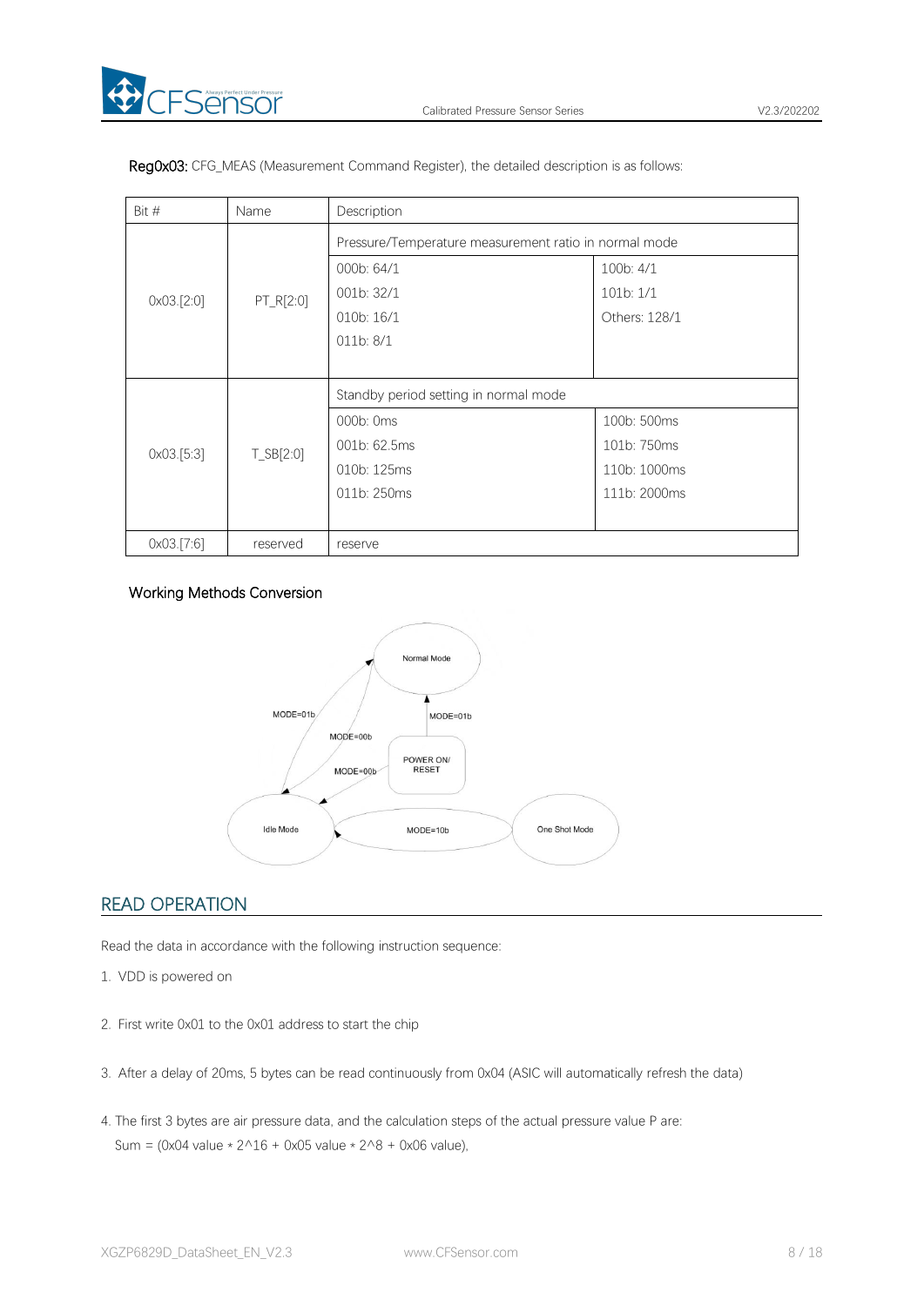Reg0x03: CFG_MEAS (Measurement Command Register), the detailed description is as follows:

| Bit # | Name | Description | |
|---|---|---|---|
| 0x03.[2:0] | PT_R[2:0] | Pressure/Temperature measurement ratio in normal mode | |
| | | 000b: 64/1<br>001b: 32/1<br>010b: 16/1<br>011b: 8/1 | 100b: 4/1<br>101b: 1/1<br>Others: 128/1 |
| 0x03.[5:3] | T_SB[2:0] | Standby period setting in normal mode | |
| | | 000b: 0ms<br>001b: 62.5ms<br>010b: 125ms<br>011b: 250ms | 100b: 500ms<br>101b: 750ms<br>110b: 1000ms<br>111b: 2000ms |
| 0x03.[7:6] | reserved | reserve | |

Working Methods Conversion

## READ OPERATION

Read the data in accordance with the following instruction sequence:

1. VDD is powered on

2. First write 0x01 to the 0x01 address to start the chip

3. After a delay of 20ms, 5 bytes can be read continuously from 0x04 (ASIC will automatically refresh the data)

4. The first 3 bytes are air pressure data, and the calculation steps of the actual pressure value P are:
   Sum = (0x04 value * $2^{16}$ + 0x05 value * $2^{8}$ + 0x06 value),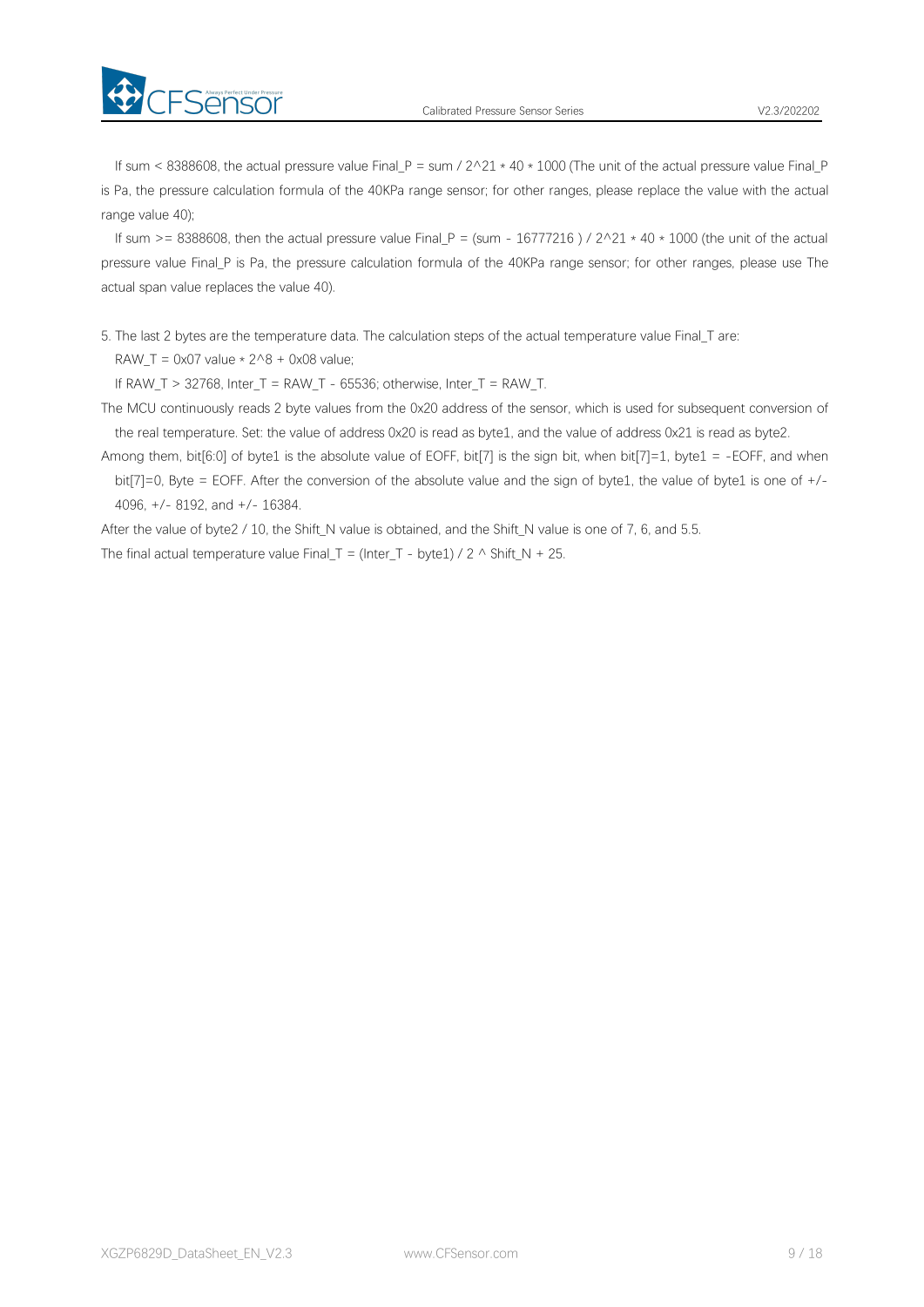If sum < 8388608, the actual pressure value Final_P = sum / 2^21 * 40 * 1000 (The unit of the actual pressure value Final_P is Pa, the pressure calculation formula of the 40KPa range sensor; for other ranges, please replace the value with the actual range value 40);

If sum >= 8388608, then the actual pressure value Final_P = (sum - 16777216 ) / 2^21 * 40 * 1000 (the unit of the actual pressure value Final_P is Pa, the pressure calculation formula of the 40KPa range sensor; for other ranges, please use The actual span value replaces the value 40).

5. The last 2 bytes are the temperature data. The calculation steps of the actual temperature value Final_T are:

RAW_T = 0x07 value * 2^8 + 0x08 value;

If RAW_T > 32768, Inter_T = RAW_T - 65536; otherwise, Inter_T = RAW_T.

The MCU continuously reads 2 byte values from the 0x20 address of the sensor, which is used for subsequent conversion of the real temperature. Set: the value of address 0x20 is read as byte1, and the value of address 0x21 is read as byte2.

Among them, bit[6:0] of byte1 is the absolute value of EOFF, bit[7] is the sign bit, when bit[7]=1, byte1 = -EOFF, and when bit[7]=0, Byte = EOFF. After the conversion of the absolute value and the sign of byte1, the value of byte1 is one of +/- 4096, +/- 8192, and +/- 16384.

After the value of byte2 / 10, the Shift_N value is obtained, and the Shift_N value is one of 7, 6, and 5.5.

The final actual temperature value Final_T = (Inter_T - byte1) / 2 ^ Shift_N + 25.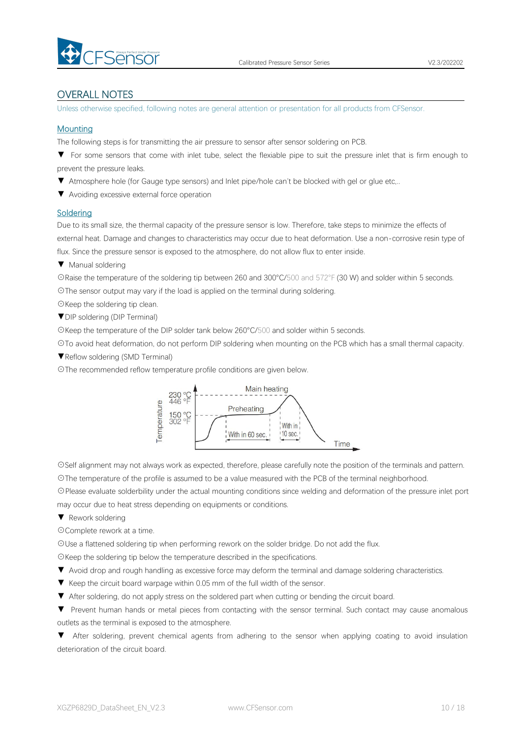## OVERALL NOTES

Unless otherwise specified, following notes are general attention or presentation for all products from CFSensor.

### Mounting

The following steps is for transmitting the air pressure to sensor after sensor soldering on PCB.

▼ For some sensors that come with inlet tube, select the flexiable pipe to suit the pressure inlet that is firm enough to prevent the pressure leaks.

▼ Atmosphere hole (for Gauge type sensors) and Inlet pipe/hole can't be blocked with gel or glue etc,..

▼ Avoiding excessive external force operation

### Soldering

Due to its small size, the thermal capacity of the pressure sensor is low. Therefore, take steps to minimize the effects of external heat. Damage and changes to characteristics may occur due to heat deformation. Use a non-corrosive resin type of flux. Since the pressure sensor is exposed to the atmosphere, do not allow flux to enter inside.

▼ Manual soldering

⊙Raise the temperature of the soldering tip between 260 and 300°C/500 and 572°F (30 W) and solder within 5 seconds.

⊙The sensor output may vary if the load is applied on the terminal during soldering.

⊙Keep the soldering tip clean.

▼DIP soldering (DIP Terminal)

⊙Keep the temperature of the DIP solder tank below 260°C/500 and solder within 5 seconds.

⊙To avoid heat deformation, do not perform DIP soldering when mounting on the PCB which has a small thermal capacity.

▼Reflow soldering (SMD Terminal)

⊙The recommended reflow temperature profile conditions are given below.

Temperature: 230 °C / 446 °F (Main heating); 150 °C / 302 °F (Preheating); With in 60 sec. (preheating); With in 10 sec. (main heating); Time

⊙Self alignment may not always work as expected, therefore, please carefully note the position of the terminals and pattern.

⊙The temperature of the profile is assumed to be a value measured with the PCB of the terminal neighborhood.

⊙Please evaluate solderbility under the actual mounting conditions since welding and deformation of the pressure inlet port may occur due to heat stress depending on equipments or conditions.

▼ Rework soldering

⊙Complete rework at a time.

⊙Use a flattened soldering tip when performing rework on the solder bridge. Do not add the flux.

⊙Keep the soldering tip below the temperature described in the specifications.

▼ Avoid drop and rough handling as excessive force may deform the terminal and damage soldering characteristics.

▼ Keep the circuit board warpage within 0.05 mm of the full width of the sensor.

▼ After soldering, do not apply stress on the soldered part when cutting or bending the circuit board.

▼ Prevent human hands or metal pieces from contacting with the sensor terminal. Such contact may cause anomalous outlets as the terminal is exposed to the atmosphere.

▼ After soldering, prevent chemical agents from adhering to the sensor when applying coating to avoid insulation deterioration of the circuit board.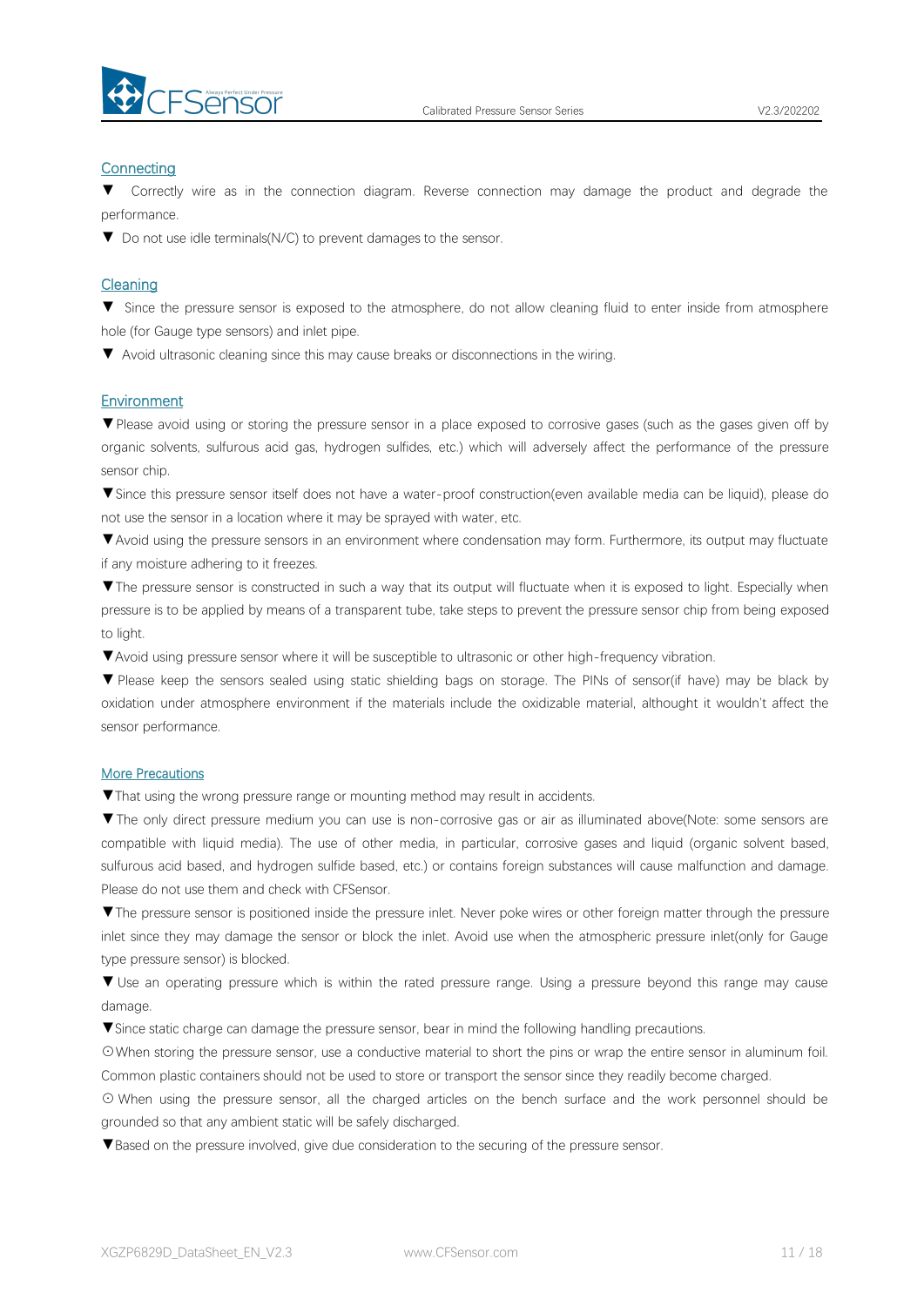## Connecting

▼ Correctly wire as in the connection diagram. Reverse connection may damage the product and degrade the performance.

▼ Do not use idle terminals(N/C) to prevent damages to the sensor.

## Cleaning

▼ Since the pressure sensor is exposed to the atmosphere, do not allow cleaning fluid to enter inside from atmosphere hole (for Gauge type sensors) and inlet pipe.

▼ Avoid ultrasonic cleaning since this may cause breaks or disconnections in the wiring.

## Environment

▼Please avoid using or storing the pressure sensor in a place exposed to corrosive gases (such as the gases given off by organic solvents, sulfurous acid gas, hydrogen sulfides, etc.) which will adversely affect the performance of the pressure sensor chip.

▼Since this pressure sensor itself does not have a water-proof construction(even available media can be liquid), please do not use the sensor in a location where it may be sprayed with water, etc.

▼Avoid using the pressure sensors in an environment where condensation may form. Furthermore, its output may fluctuate if any moisture adhering to it freezes.

▼The pressure sensor is constructed in such a way that its output will fluctuate when it is exposed to light. Especially when pressure is to be applied by means of a transparent tube, take steps to prevent the pressure sensor chip from being exposed to light.

▼Avoid using pressure sensor where it will be susceptible to ultrasonic or other high-frequency vibration.

▼ Please keep the sensors sealed using static shielding bags on storage. The PINs of sensor(if have) may be black by oxidation under atmosphere environment if the materials include the oxidizable material, althought it wouldn't affect the sensor performance.

## More Precautions

▼That using the wrong pressure range or mounting method may result in accidents.

▼The only direct pressure medium you can use is non-corrosive gas or air as illuminated above(Note: some sensors are compatible with liquid media). The use of other media, in particular, corrosive gases and liquid (organic solvent based, sulfurous acid based, and hydrogen sulfide based, etc.) or contains foreign substances will cause malfunction and damage. Please do not use them and check with CFSensor.

▼The pressure sensor is positioned inside the pressure inlet. Never poke wires or other foreign matter through the pressure inlet since they may damage the sensor or block the inlet. Avoid use when the atmospheric pressure inlet(only for Gauge type pressure sensor) is blocked.

▼ Use an operating pressure which is within the rated pressure range. Using a pressure beyond this range may cause damage.

▼Since static charge can damage the pressure sensor, bear in mind the following handling precautions.

⊙When storing the pressure sensor, use a conductive material to short the pins or wrap the entire sensor in aluminum foil. Common plastic containers should not be used to store or transport the sensor since they readily become charged.

⊙ When using the pressure sensor, all the charged articles on the bench surface and the work personnel should be grounded so that any ambient static will be safely discharged.

▼Based on the pressure involved, give due consideration to the securing of the pressure sensor.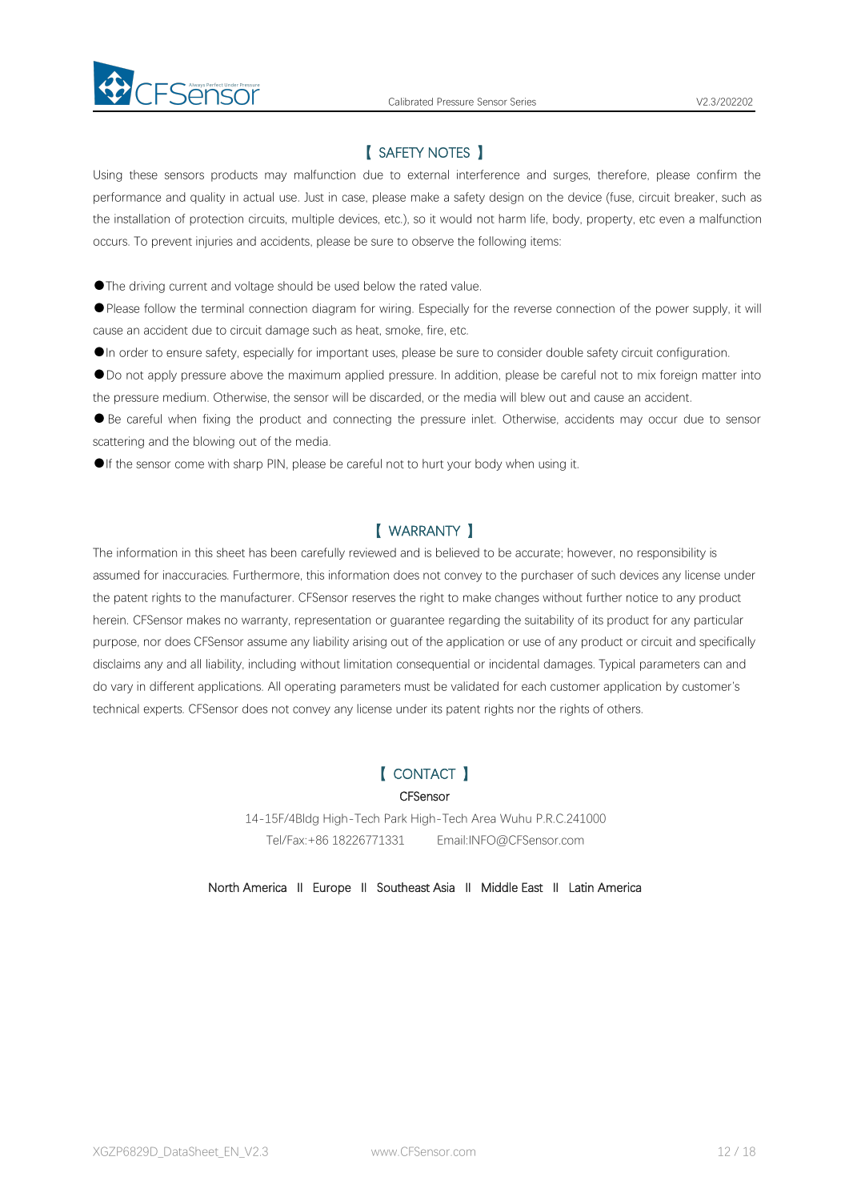## 【 SAFETY NOTES 】

Using these sensors products may malfunction due to external interference and surges, therefore, please confirm the performance and quality in actual use. Just in case, please make a safety design on the device (fuse, circuit breaker, such as the installation of protection circuits, multiple devices, etc.), so it would not harm life, body, property, etc even a malfunction occurs. To prevent injuries and accidents, please be sure to observe the following items:

●The driving current and voltage should be used below the rated value.

●Please follow the terminal connection diagram for wiring. Especially for the reverse connection of the power supply, it will cause an accident due to circuit damage such as heat, smoke, fire, etc.

●In order to ensure safety, especially for important uses, please be sure to consider double safety circuit configuration.

●Do not apply pressure above the maximum applied pressure. In addition, please be careful not to mix foreign matter into the pressure medium. Otherwise, the sensor will be discarded, or the media will blew out and cause an accident.

● Be careful when fixing the product and connecting the pressure inlet. Otherwise, accidents may occur due to sensor scattering and the blowing out of the media.

●If the sensor come with sharp PIN, please be careful not to hurt your body when using it.

## 【 WARRANTY 】

The information in this sheet has been carefully reviewed and is believed to be accurate; however, no responsibility is assumed for inaccuracies. Furthermore, this information does not convey to the purchaser of such devices any license under the patent rights to the manufacturer. CFSensor reserves the right to make changes without further notice to any product herein. CFSensor makes no warranty, representation or guarantee regarding the suitability of its product for any particular purpose, nor does CFSensor assume any liability arising out of the application or use of any product or circuit and specifically disclaims any and all liability, including without limitation consequential or incidental damages. Typical parameters can and do vary in different applications. All operating parameters must be validated for each customer application by customer's technical experts. CFSensor does not convey any license under its patent rights nor the rights of others.

## 【 CONTACT 】

CFSensor

14-15F/4Bldg High-Tech Park High-Tech Area Wuhu P.R.C.241000

Tel/Fax:+86 18226771331 Email:INFO@CFSensor.com

North America II Europe II Southeast Asia II Middle East II Latin America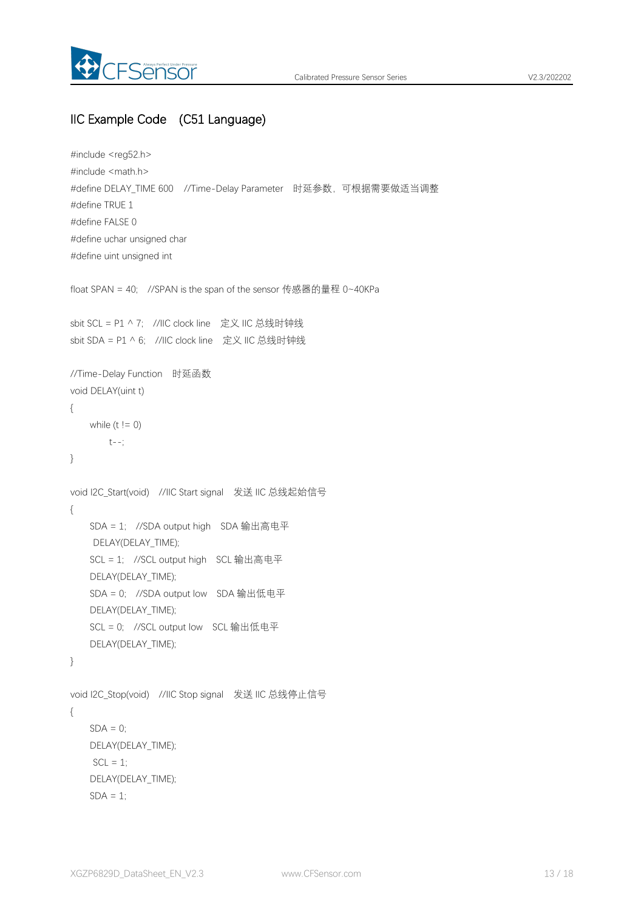## IIC Example Code (C51 Language)

```
#include <reg52.h>
#include <math.h>
#define DELAY_TIME 600    //Time-Delay Parameter  时延参数，可根据需要做适当调整
#define TRUE 1
#define FALSE 0
#define uchar unsigned char
#define uint unsigned int

float SPAN = 40;   //SPAN is the span of the sensor 传感器的量程 0~40KPa

sbit SCL = P1 ^ 7;   //IIC clock line   定义 IIC 总线时钟线
sbit SDA = P1 ^ 6;   //IIC clock line   定义 IIC 总线时钟线

//Time-Delay Function   时延函数
void DELAY(uint t)
{
     while (t != 0)
          t--;
}

void I2C_Start(void)   //IIC Start signal   发送 IIC 总线起始信号
{
     SDA = 1;   //SDA output high   SDA 输出高电平
      DELAY(DELAY_TIME);
     SCL = 1;   //SCL output high   SCL 输出高电平
     DELAY(DELAY_TIME);
     SDA = 0;   //SDA output low   SDA 输出低电平
     DELAY(DELAY_TIME);
     SCL = 0;   //SCL output low   SCL 输出低电平
     DELAY(DELAY_TIME);
}

void I2C_Stop(void)   //IIC Stop signal   发送 IIC 总线停止信号
{
     SDA = 0;
     DELAY(DELAY_TIME);
      SCL = 1;
     DELAY(DELAY_TIME);
     SDA = 1;
```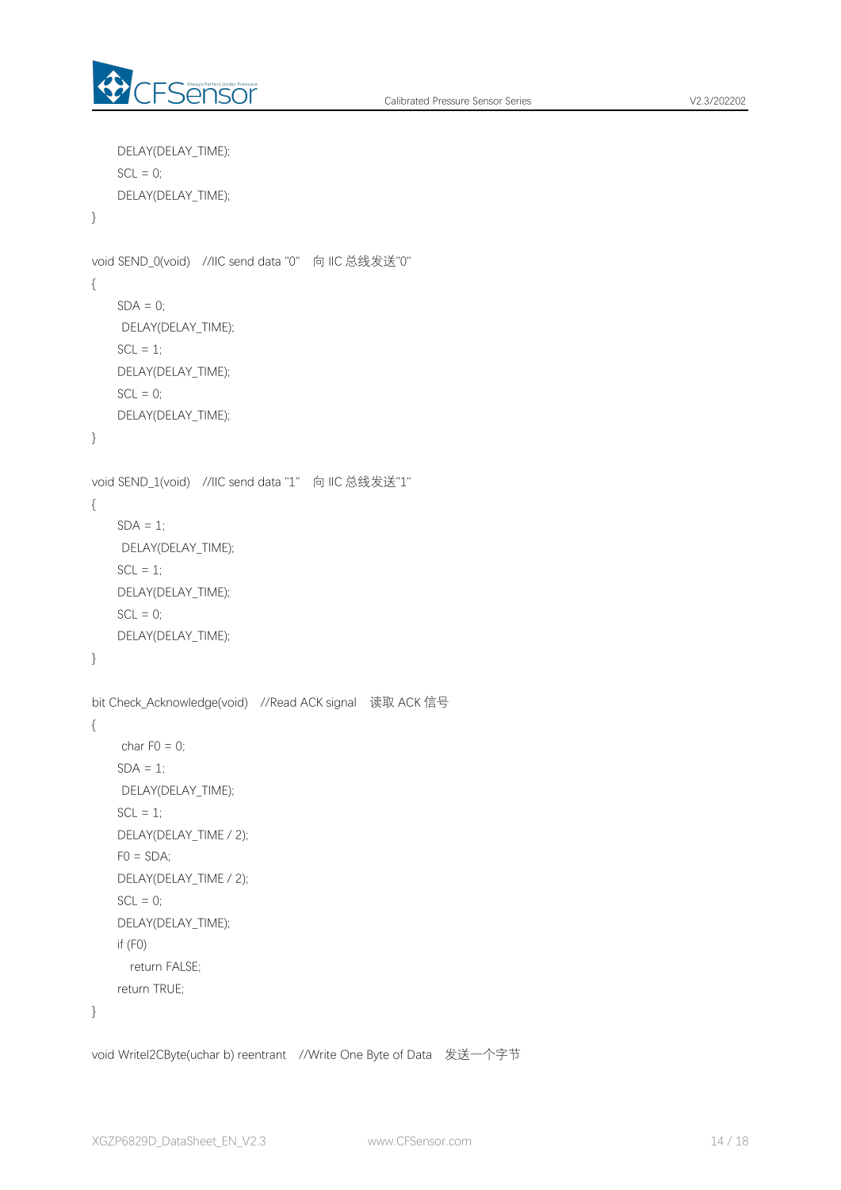```
    DELAY(DELAY_TIME);
    SCL = 0;
    DELAY(DELAY_TIME);
}

void SEND_0(void)   //IIC send data "0"   向 IIC 总线发送"0"
{
    SDA = 0;
     DELAY(DELAY_TIME);
    SCL = 1;
    DELAY(DELAY_TIME);
    SCL = 0;
    DELAY(DELAY_TIME);
}

void SEND_1(void)   //IIC send data "1"   向 IIC 总线发送"1"
{
    SDA = 1;
     DELAY(DELAY_TIME);
    SCL = 1;
    DELAY(DELAY_TIME);
    SCL = 0;
    DELAY(DELAY_TIME);
}

bit Check_Acknowledge(void)   //Read ACK signal   读取 ACK 信号
{
     char F0 = 0;
    SDA = 1;
     DELAY(DELAY_TIME);
    SCL = 1;
    DELAY(DELAY_TIME / 2);
    F0 = SDA;
    DELAY(DELAY_TIME / 2);
    SCL = 0;
    DELAY(DELAY_TIME);
    if (F0)
       return FALSE;
    return TRUE;
}

void WriteI2CByte(uchar b) reentrant   //Write One Byte of Data   发送一个字节
```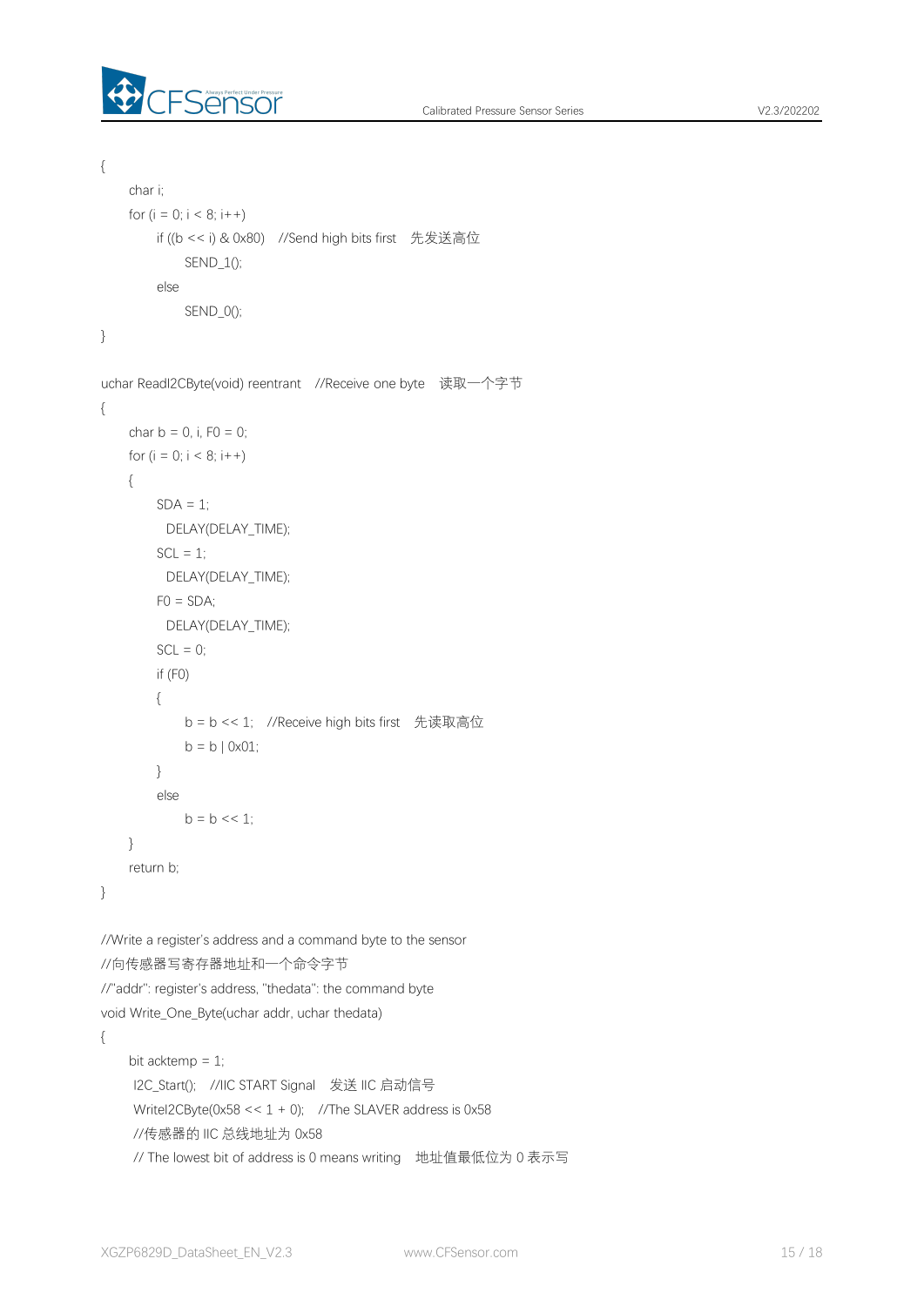```
{
    char i;
    for (i = 0; i < 8; i++)
        if ((b << i) & 0x80)   //Send high bits first  先发送高位
            SEND_1();
        else
            SEND_0();
}

uchar ReadI2CByte(void) reentrant   //Receive one byte  读取一个字节
{
    char b = 0, i, F0 = 0;
    for (i = 0; i < 8; i++)
    {
        SDA = 1;
          DELAY(DELAY_TIME);
        SCL = 1;
          DELAY(DELAY_TIME);
        F0 = SDA;
          DELAY(DELAY_TIME);
        SCL = 0;
        if (F0)
        {
            b = b << 1;   //Receive high bits first  先读取高位
            b = b | 0x01;
        }
        else
            b = b << 1;
    }
    return b;
}

//Write a register's address and a command byte to the sensor
//向传感器写寄存器地址和一个命令字节
//"addr": register's address, "thedata": the command byte
void Write_One_Byte(uchar addr, uchar thedata)
{
    bit acktemp = 1;
     I2C_Start();   //IIC START Signal  发送 IIC 启动信号
     WriteI2CByte(0x58 << 1 + 0);   //The SLAVER address is 0x58
     //传感器的 IIC 总线地址为 0x58
     // The lowest bit of address is 0 means writing  地址值最低位为 0 表示写
```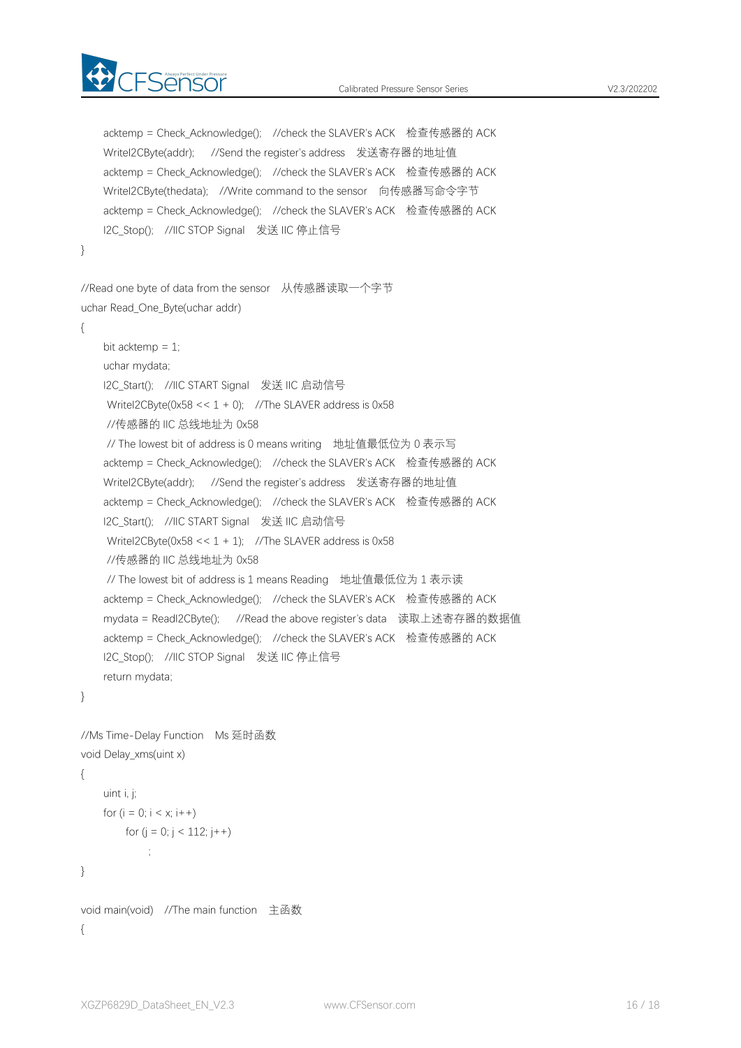```
    acktemp = Check_Acknowledge();   //check the SLAVER's ACK   检查传感器的 ACK
    WriteI2CByte(addr);     //Send the register's address   发送寄存器的地址值
    acktemp = Check_Acknowledge();   //check the SLAVER's ACK   检查传感器的 ACK
    WriteI2CByte(thedata);   //Write command to the sensor   向传感器写命令字节
    acktemp = Check_Acknowledge();   //check the SLAVER's ACK   检查传感器的 ACK
    I2C_Stop();   //IIC STOP Signal   发送 IIC 停止信号
}

//Read one byte of data from the sensor   从传感器读取一个字节
uchar Read_One_Byte(uchar addr)
{
    bit acktemp = 1;
    uchar mydata;
    I2C_Start();   //IIC START Signal   发送 IIC 启动信号
     WriteI2CByte(0x58 << 1 + 0);   //The SLAVER address is 0x58
     //传感器的 IIC 总线地址为 0x58
     // The lowest bit of address is 0 means writing   地址值最低位为 0 表示写
    acktemp = Check_Acknowledge();   //check the SLAVER's ACK   检查传感器的 ACK
    WriteI2CByte(addr);     //Send the register's address   发送寄存器的地址值
    acktemp = Check_Acknowledge();   //check the SLAVER's ACK   检查传感器的 ACK
    I2C_Start();   //IIC START Signal   发送 IIC 启动信号
     WriteI2CByte(0x58 << 1 + 1);   //The SLAVER address is 0x58
     //传感器的 IIC 总线地址为 0x58
     // The lowest bit of address is 1 means Reading   地址值最低位为 1 表示读
    acktemp = Check_Acknowledge();   //check the SLAVER's ACK   检查传感器的 ACK
    mydata = ReadI2CByte();   //Read the above register's data   读取上述寄存器的数据值
    acktemp = Check_Acknowledge();   //check the SLAVER's ACK   检查传感器的 ACK
    I2C_Stop();   //IIC STOP Signal   发送 IIC 停止信号
    return mydata;
}

//Ms Time-Delay Function   Ms 延时函数
void Delay_xms(uint x)
{
    uint i, j;
    for (i = 0; i < x; i++)
        for (j = 0; j < 112; j++)
            ;
}

void main(void)   //The main function   主函数
{
```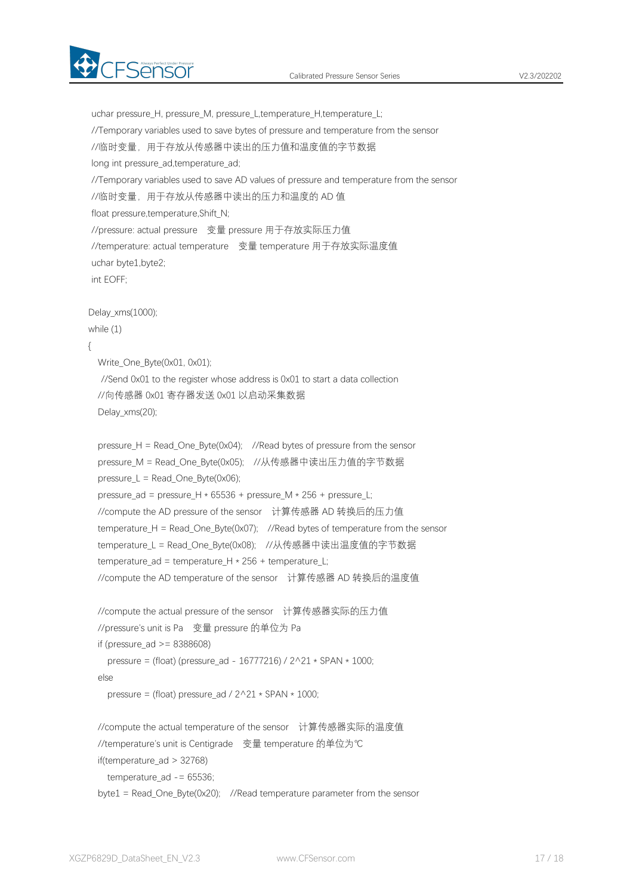```
  uchar pressure_H, pressure_M, pressure_L,temperature_H,temperature_L;
  //Temporary variables used to save bytes of pressure and temperature from the sensor
  //临时变量，用于存放从传感器中读出的压力值和温度值的字节数据
  long int pressure_ad,temperature_ad;
  //Temporary variables used to save AD values of pressure and temperature from the sensor
  //临时变量，用于存放从传感器中读出的压力和温度的 AD 值
  float pressure,temperature,Shift_N;
  //pressure: actual pressure   变量 pressure 用于存放实际压力值
  //temperature: actual temperature   变量 temperature 用于存放实际温度值
  uchar byte1,byte2;
  int EOFF;

 Delay_xms(1000);
 while (1)
 {
    Write_One_Byte(0x01, 0x01);
     //Send 0x01 to the register whose address is 0x01 to start a data collection
    //向传感器 0x01 寄存器发送 0x01 以启动采集数据
    Delay_xms(20);

    pressure_H = Read_One_Byte(0x04);   //Read bytes of pressure from the sensor
    pressure_M = Read_One_Byte(0x05);   //从传感器中读出压力值的字节数据
    pressure_L = Read_One_Byte(0x06);
    pressure_ad = pressure_H * 65536 + pressure_M * 256 + pressure_L;
    //compute the AD pressure of the sensor   计算传感器 AD 转换后的压力值
    temperature_H = Read_One_Byte(0x07);   //Read bytes of temperature from the sensor
    temperature_L = Read_One_Byte(0x08);   //从传感器中读出温度值的字节数据
    temperature_ad = temperature_H * 256 + temperature_L;
    //compute the AD temperature of the sensor   计算传感器 AD 转换后的温度值

    //compute the actual pressure of the sensor   计算传感器实际的压力值
    //pressure's unit is Pa   变量 pressure 的单位为 Pa
    if (pressure_ad >= 8388608)
       pressure = (float) (pressure_ad - 16777216) / 2^21 * SPAN * 1000;
    else
       pressure = (float) pressure_ad / 2^21 * SPAN * 1000;

    //compute the actual temperature of the sensor   计算传感器实际的温度值
    //temperature's unit is Centigrade   变量 temperature 的单位为℃
    if(temperature_ad > 32768)
       temperature_ad -= 65536;
    byte1 = Read_One_Byte(0x20);   //Read temperature parameter from the sensor
```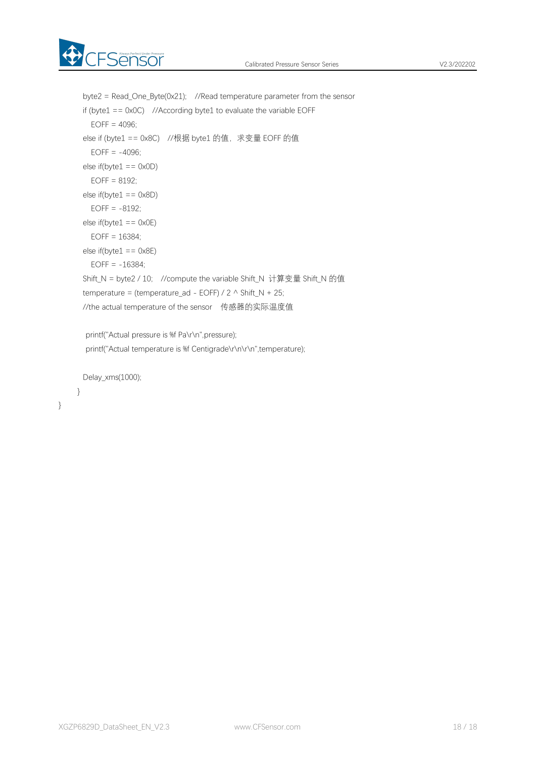```c
        byte2 = Read_One_Byte(0x21);   //Read temperature parameter from the sensor
        if (byte1 == 0x0C)   //According byte1 to evaluate the variable EOFF
          EOFF = 4096;
        else if (byte1 == 0x8C)   //根据 byte1 的值，求变量 EOFF 的值
          EOFF = -4096;
        else if(byte1 == 0x0D)
          EOFF = 8192;
        else if(byte1 == 0x8D)
          EOFF = -8192;
        else if(byte1 == 0x0E)
          EOFF = 16384;
        else if(byte1 == 0x8E)
          EOFF = -16384;
        Shift_N = byte2 / 10;   //compute the variable Shift_N  计算变量 Shift_N 的值
        temperature = (temperature_ad - EOFF) / 2 ^ Shift_N + 25;
        //the actual temperature of the sensor   传感器的实际温度值

         printf("Actual pressure is %f Pa\r\n",pressure);
         printf("Actual temperature is %f Centigrade\r\n\r\n",temperature);

        Delay_xms(1000);
      }
}
```